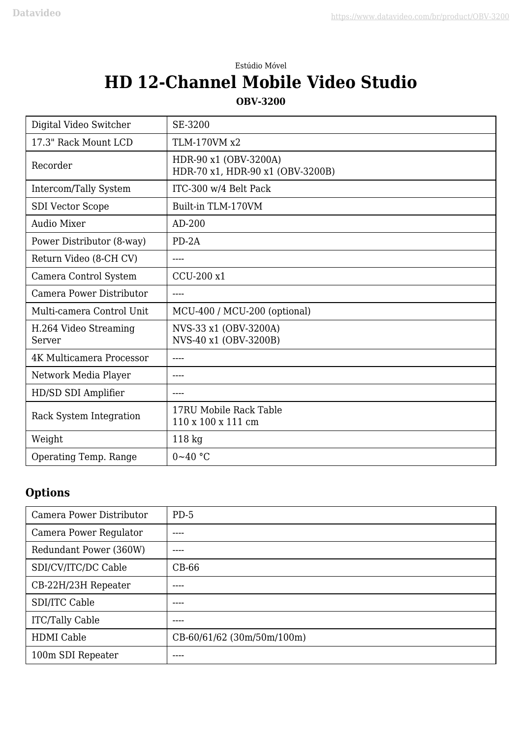Estúdio Móvel

# HD 12-Channel Mobile Video Studio

**OBV-3200**

| | |
|---|---|
| Digital Video Switcher | SE-3200 |
| 17.3" Rack Mount LCD | TLM-170VM x2 |
| Recorder | HDR-90 x1 (OBV-3200A)<br>HDR-70 x1, HDR-90 x1 (OBV-3200B) |
| Intercom/Tally System | ITC-300 w/4 Belt Pack |
| SDI Vector Scope | Built-in TLM-170VM |
| Audio Mixer | AD-200 |
| Power Distributor (8-way) | PD-2A |
| Return Video (8-CH CV) | ---- |
| Camera Control System | CCU-200 x1 |
| Camera Power Distributor | ---- |
| Multi-camera Control Unit | MCU-400 / MCU-200 (optional) |
| H.264 Video Streaming Server | NVS-33 x1 (OBV-3200A)<br>NVS-40 x1 (OBV-3200B) |
| 4K Multicamera Processor | ---- |
| Network Media Player | ---- |
| HD/SD SDI Amplifier | ---- |
| Rack System Integration | 17RU Mobile Rack Table<br>110 x 100 x 111 cm |
| Weight | 118 kg |
| Operating Temp. Range | 0~40 °C |

## Options

| | |
|---|---|
| Camera Power Distributor | PD-5 |
| Camera Power Regulator | ---- |
| Redundant Power (360W) | ---- |
| SDI/CV/ITC/DC Cable | CB-66 |
| CB-22H/23H Repeater | ---- |
| SDI/ITC Cable | ---- |
| ITC/Tally Cable | ---- |
| HDMI Cable | CB-60/61/62 (30m/50m/100m) |
| 100m SDI Repeater | ---- |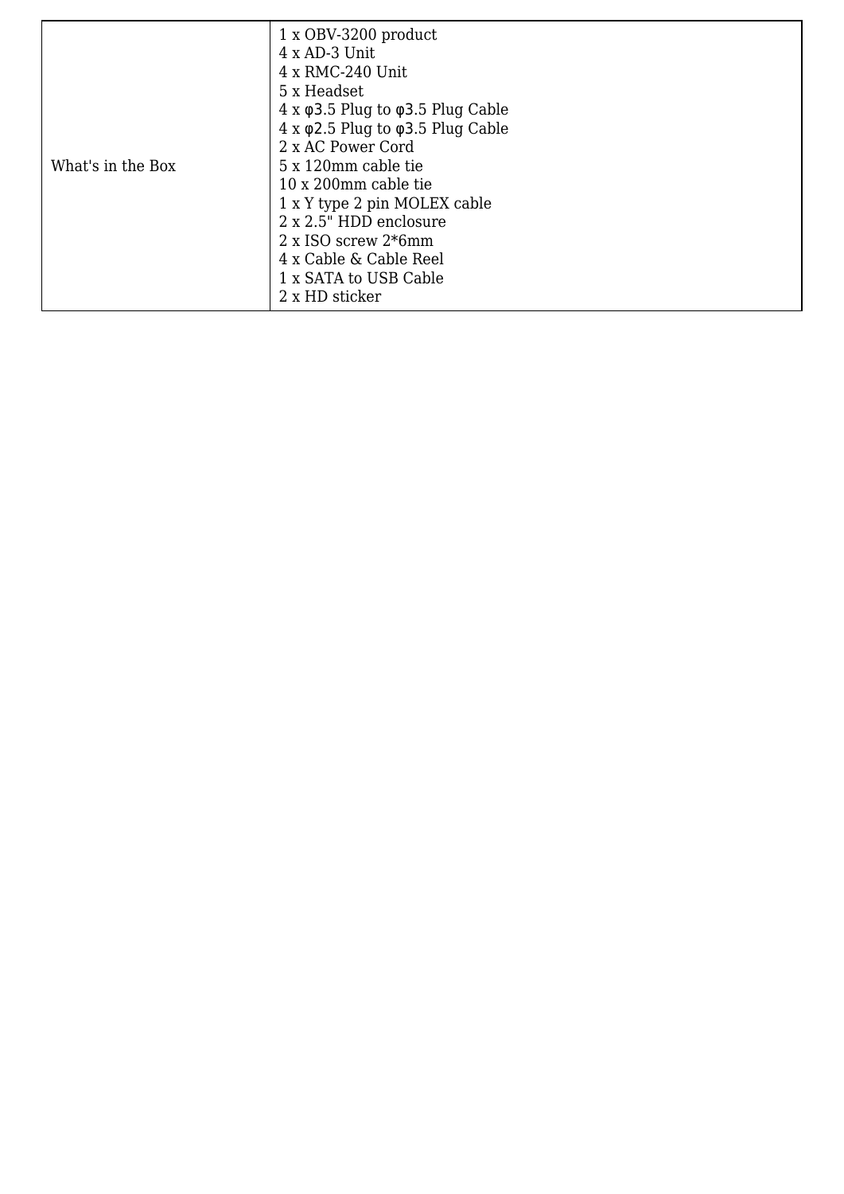| | |
|---|---|
| What's in the Box | 1 x OBV-3200 product<br>4 x AD-3 Unit<br>4 x RMC-240 Unit<br>5 x Headset<br>4 x φ3.5 Plug to φ3.5 Plug Cable<br>4 x φ2.5 Plug to φ3.5 Plug Cable<br>2 x AC Power Cord<br>5 x 120mm cable tie<br>10 x 200mm cable tie<br>1 x Y type 2 pin MOLEX cable<br>2 x 2.5" HDD enclosure<br>2 x ISO screw 2*6mm<br>4 x Cable & Cable Reel<br>1 x SATA to USB Cable<br>2 x HD sticker |